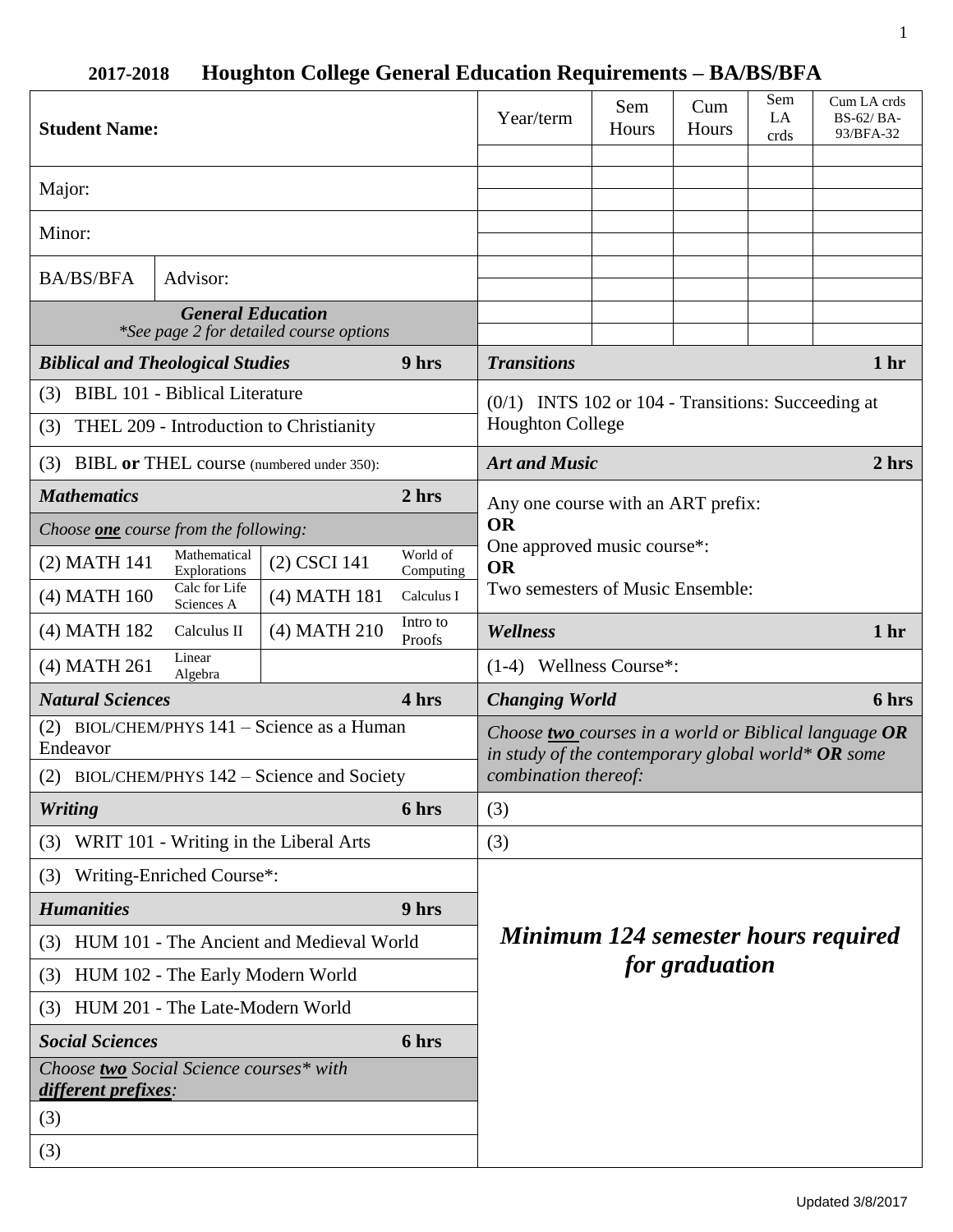## 2017-2018 Houghton College General Education Requirements – BA/BS/BFA

| Student Name: | | Year/term | Sem Hours | Cum Hours | Sem LA crds | Cum LA crds BS-62/ BA-93/BFA-32 |
|---|---|---|---|---|---|---|
| | | | | | | |
| Major: | | | | | | |
| | | | | | | |
| Minor: | | | | | | |
| | | | | | | |
| BA/BS/BFA | Advisor: | | | | | |
| | | | | | | |
| | | | | | | |
| | | | | | | |

### *General Education*
*\*See page 2 for detailed course options*

| ***Biblical and Theological Studies*** | **9 hrs** |
|---|---|
| (3) BIBL 101 - Biblical Literature | |
| (3) THEL 209 - Introduction to Christianity | |
| (3) BIBL **or** THEL course (numbered under 350): | |

| ***Mathematics*** | | | **2 hrs** |
|---|---|---|---|
| *Choose **one** course from the following:* | | | |
| (2) MATH 141 | Mathematical Explorations | (2) CSCI 141 | World of Computing |
| (4) MATH 160 | Calc for Life Sciences A | (4) MATH 181 | Calculus I |
| (4) MATH 182 | Calculus II | (4) MATH 210 | Intro to Proofs |
| (4) MATH 261 | Linear Algebra | | |

| ***Natural Sciences*** | **4 hrs** |
|---|---|
| (2) BIOL/CHEM/PHYS 141 – Science as a Human Endeavor | |
| (2) BIOL/CHEM/PHYS 142 – Science and Society | |

| ***Writing*** | **6 hrs** |
|---|---|
| (3) WRIT 101 - Writing in the Liberal Arts | |
| (3) Writing-Enriched Course*: | |

| ***Humanities*** | **9 hrs** |
|---|---|
| (3) HUM 101 - The Ancient and Medieval World | |
| (3) HUM 102 - The Early Modern World | |
| (3) HUM 201 - The Late-Modern World | |

| ***Social Sciences*** | **6 hrs** |
|---|---|
| *Choose **two** Social Science courses* with **different prefixes**:* | |
| (3) | |
| (3) | |

| ***Transitions*** | **1 hr** |
|---|---|
| (0/1) INTS 102 or 104 - Transitions: Succeeding at Houghton College | |

| ***Art and Music*** | **2 hrs** |
|---|---|
| Any one course with an ART prefix:<br>**OR**<br>One approved music course*:<br>**OR**<br>Two semesters of Music Ensemble: | |

| ***Wellness*** | **1 hr** |
|---|---|
| (1-4) Wellness Course*: | |

| ***Changing World*** | **6 hrs** |
|---|---|
| *Choose **two** courses in a world or Biblical language **OR** in study of the contemporary global world\* **OR** some combination thereof:* | |
| (3) | |
| (3) | |

***Minimum 124 semester hours required for graduation***

Updated 3/8/2017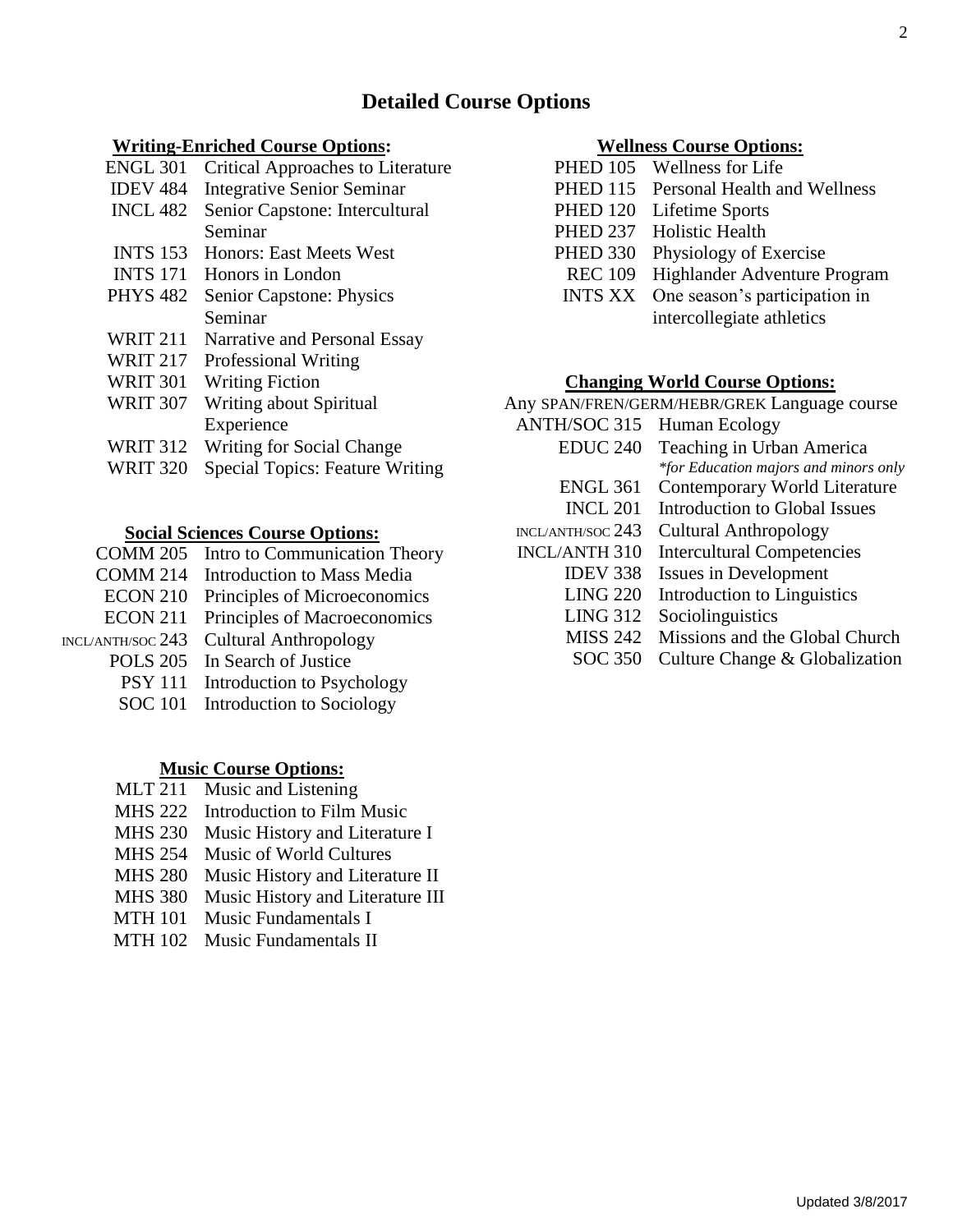# Detailed Course Options

## Writing-Enriched Course Options:

| | |
|---|---|
| ENGL 301 | Critical Approaches to Literature |
| IDEV 484 | Integrative Senior Seminar |
| INCL 482 | Senior Capstone: Intercultural Seminar |
| INTS 153 | Honors: East Meets West |
| INTS 171 | Honors in London |
| PHYS 482 | Senior Capstone: Physics Seminar |
| WRIT 211 | Narrative and Personal Essay |
| WRIT 217 | Professional Writing |
| WRIT 301 | Writing Fiction |
| WRIT 307 | Writing about Spiritual Experience |
| WRIT 312 | Writing for Social Change |
| WRIT 320 | Special Topics: Feature Writing |

## Social Sciences Course Options:

| | |
|---|---|
| COMM 205 | Intro to Communication Theory |
| COMM 214 | Introduction to Mass Media |
| ECON 210 | Principles of Microeconomics |
| ECON 211 | Principles of Macroeconomics |
| INCL/ANTH/SOC 243 | Cultural Anthropology |
| POLS 205 | In Search of Justice |
| PSY 111 | Introduction to Psychology |
| SOC 101 | Introduction to Sociology |

## Music Course Options:

| | |
|---|---|
| MLT 211 | Music and Listening |
| MHS 222 | Introduction to Film Music |
| MHS 230 | Music History and Literature I |
| MHS 254 | Music of World Cultures |
| MHS 280 | Music History and Literature II |
| MHS 380 | Music History and Literature III |
| MTH 101 | Music Fundamentals I |
| MTH 102 | Music Fundamentals II |

## Wellness Course Options:

| | |
|---|---|
| PHED 105 | Wellness for Life |
| PHED 115 | Personal Health and Wellness |
| PHED 120 | Lifetime Sports |
| PHED 237 | Holistic Health |
| PHED 330 | Physiology of Exercise |
| REC 109 | Highlander Adventure Program |
| INTS XX | One season's participation in intercollegiate athletics |

## Changing World Course Options:

Any SPAN/FREN/GERM/HEBR/GREK Language course

| | |
|---|---|
| ANTH/SOC 315 | Human Ecology |
| EDUC 240 | Teaching in Urban America *\*for Education majors and minors only* |
| ENGL 361 | Contemporary World Literature |
| INCL 201 | Introduction to Global Issues |
| INCL/ANTH/SOC 243 | Cultural Anthropology |
| INCL/ANTH 310 | Intercultural Competencies |
| IDEV 338 | Issues in Development |
| LING 220 | Introduction to Linguistics |
| LING 312 | Sociolinguistics |
| MISS 242 | Missions and the Global Church |
| SOC 350 | Culture Change & Globalization |

Updated 3/8/2017